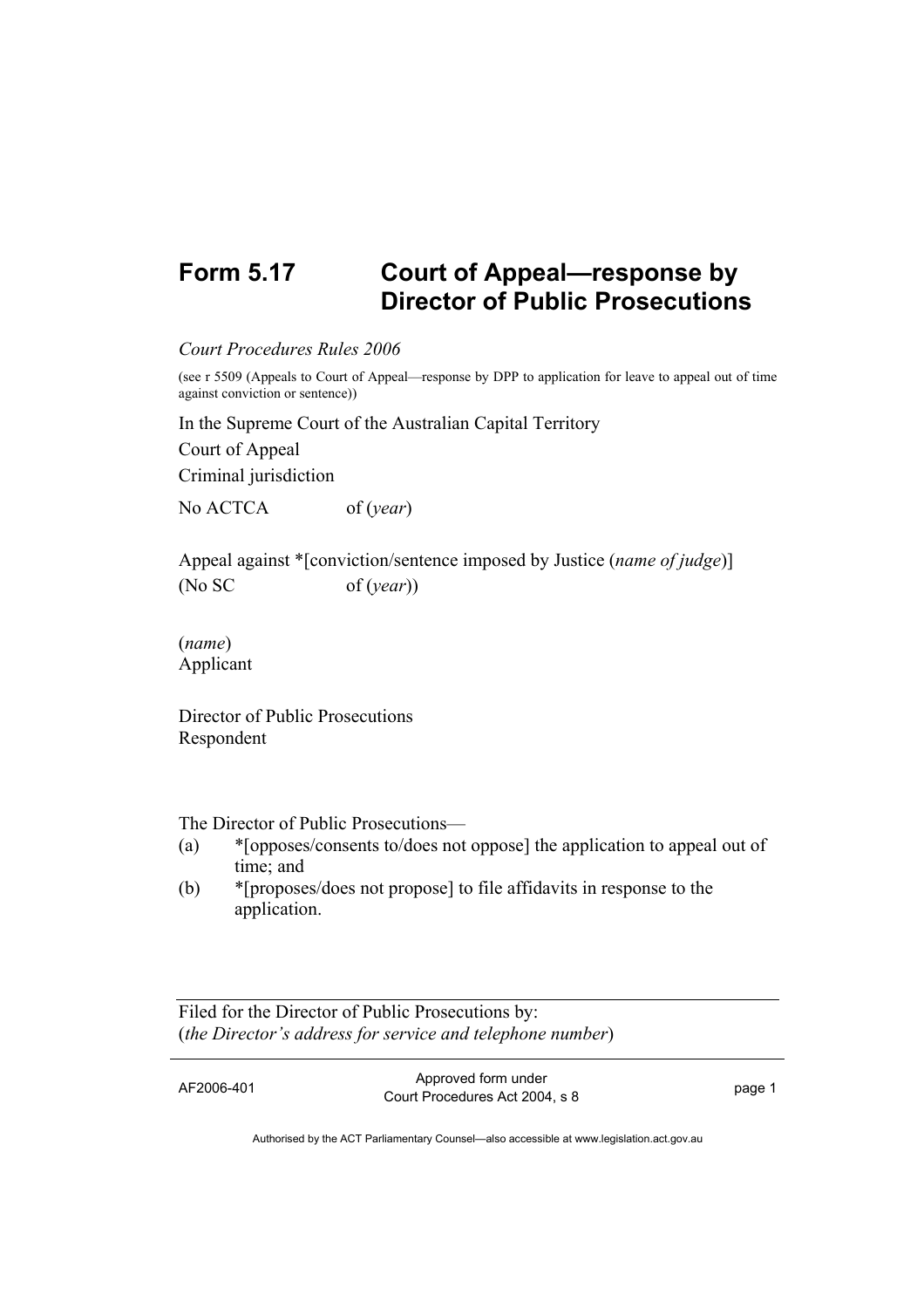# Form 5.17 Court of Appeal—response by Director of Public Prosecutions

*Court Procedures Rules 2006*

(see r 5509 (Appeals to Court of Appeal—response by DPP to application for leave to appeal out of time against conviction or sentence))

In the Supreme Court of the Australian Capital Territory

Court of Appeal

Criminal jurisdiction

No ACTCA of (*year*)

Appeal against *[conviction/sentence imposed by Justice (*name of judge*)]
(No SC of (*year*))

(*name*)
Applicant

Director of Public Prosecutions
Respondent

The Director of Public Prosecutions—

(a) *[opposes/consents to/does not oppose] the application to appeal out of time; and

(b) *[proposes/does not propose] to file affidavits in response to the application.

---

Filed for the Director of Public Prosecutions by:
(*the Director's address for service and telephone number*)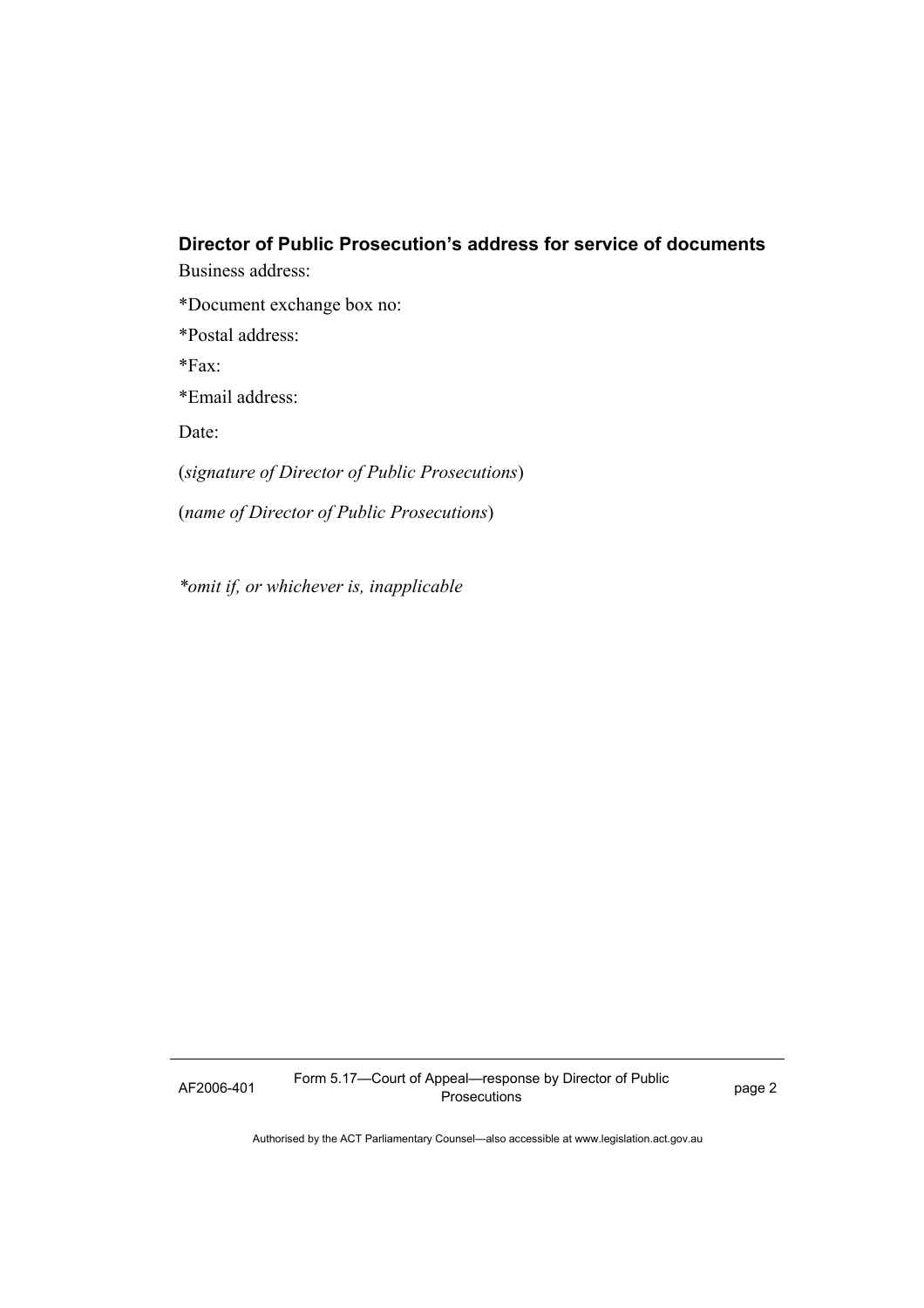### Director of Public Prosecution's address for service of documents

Business address:

*Document exchange box no:

*Postal address:

*Fax:

*Email address:

Date:

(*signature of Director of Public Prosecutions*)

(*name of Director of Public Prosecutions*)

*\*omit if, or whichever is, inapplicable*